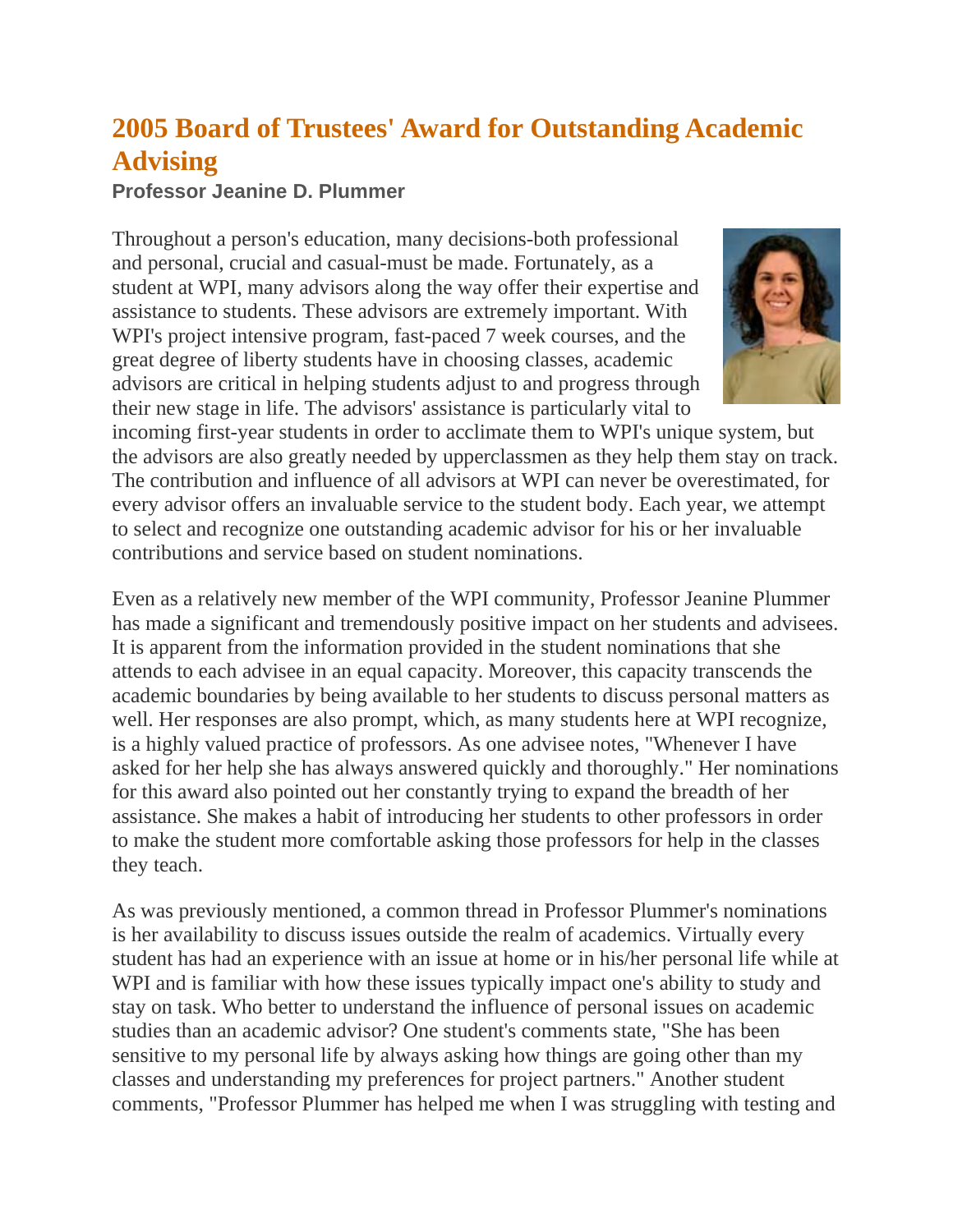# 2005 Board of Trustees' Award for Outstanding Academic Advising

**Professor Jeanine D. Plummer**

Throughout a person's education, many decisions-both professional and personal, crucial and casual-must be made. Fortunately, as a student at WPI, many advisors along the way offer their expertise and assistance to students. These advisors are extremely important. With WPI's project intensive program, fast-paced 7 week courses, and the great degree of liberty students have in choosing classes, academic advisors are critical in helping students adjust to and progress through their new stage in life. The advisors' assistance is particularly vital to incoming first-year students in order to acclimate them to WPI's unique system, but the advisors are also greatly needed by upperclassmen as they help them stay on track. The contribution and influence of all advisors at WPI can never be overestimated, for every advisor offers an invaluable service to the student body. Each year, we attempt to select and recognize one outstanding academic advisor for his or her invaluable contributions and service based on student nominations.

Even as a relatively new member of the WPI community, Professor Jeanine Plummer has made a significant and tremendously positive impact on her students and advisees. It is apparent from the information provided in the student nominations that she attends to each advisee in an equal capacity. Moreover, this capacity transcends the academic boundaries by being available to her students to discuss personal matters as well. Her responses are also prompt, which, as many students here at WPI recognize, is a highly valued practice of professors. As one advisee notes, "Whenever I have asked for her help she has always answered quickly and thoroughly." Her nominations for this award also pointed out her constantly trying to expand the breadth of her assistance. She makes a habit of introducing her students to other professors in order to make the student more comfortable asking those professors for help in the classes they teach.

As was previously mentioned, a common thread in Professor Plummer's nominations is her availability to discuss issues outside the realm of academics. Virtually every student has had an experience with an issue at home or in his/her personal life while at WPI and is familiar with how these issues typically impact one's ability to study and stay on task. Who better to understand the influence of personal issues on academic studies than an academic advisor? One student's comments state, "She has been sensitive to my personal life by always asking how things are going other than my classes and understanding my preferences for project partners." Another student comments, "Professor Plummer has helped me when I was struggling with testing and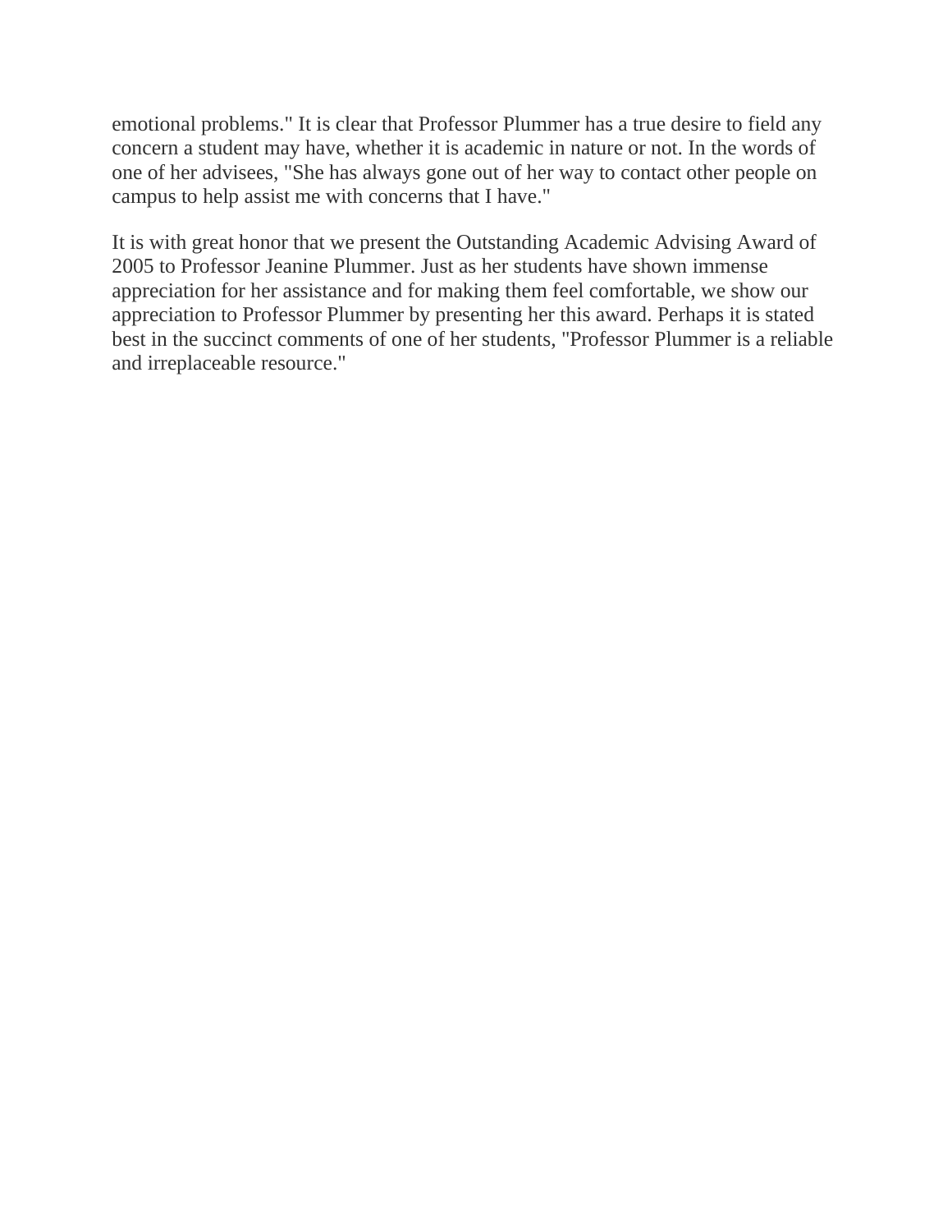emotional problems." It is clear that Professor Plummer has a true desire to field any concern a student may have, whether it is academic in nature or not. In the words of one of her advisees, "She has always gone out of her way to contact other people on campus to help assist me with concerns that I have."

It is with great honor that we present the Outstanding Academic Advising Award of 2005 to Professor Jeanine Plummer. Just as her students have shown immense appreciation for her assistance and for making them feel comfortable, we show our appreciation to Professor Plummer by presenting her this award. Perhaps it is stated best in the succinct comments of one of her students, "Professor Plummer is a reliable and irreplaceable resource."